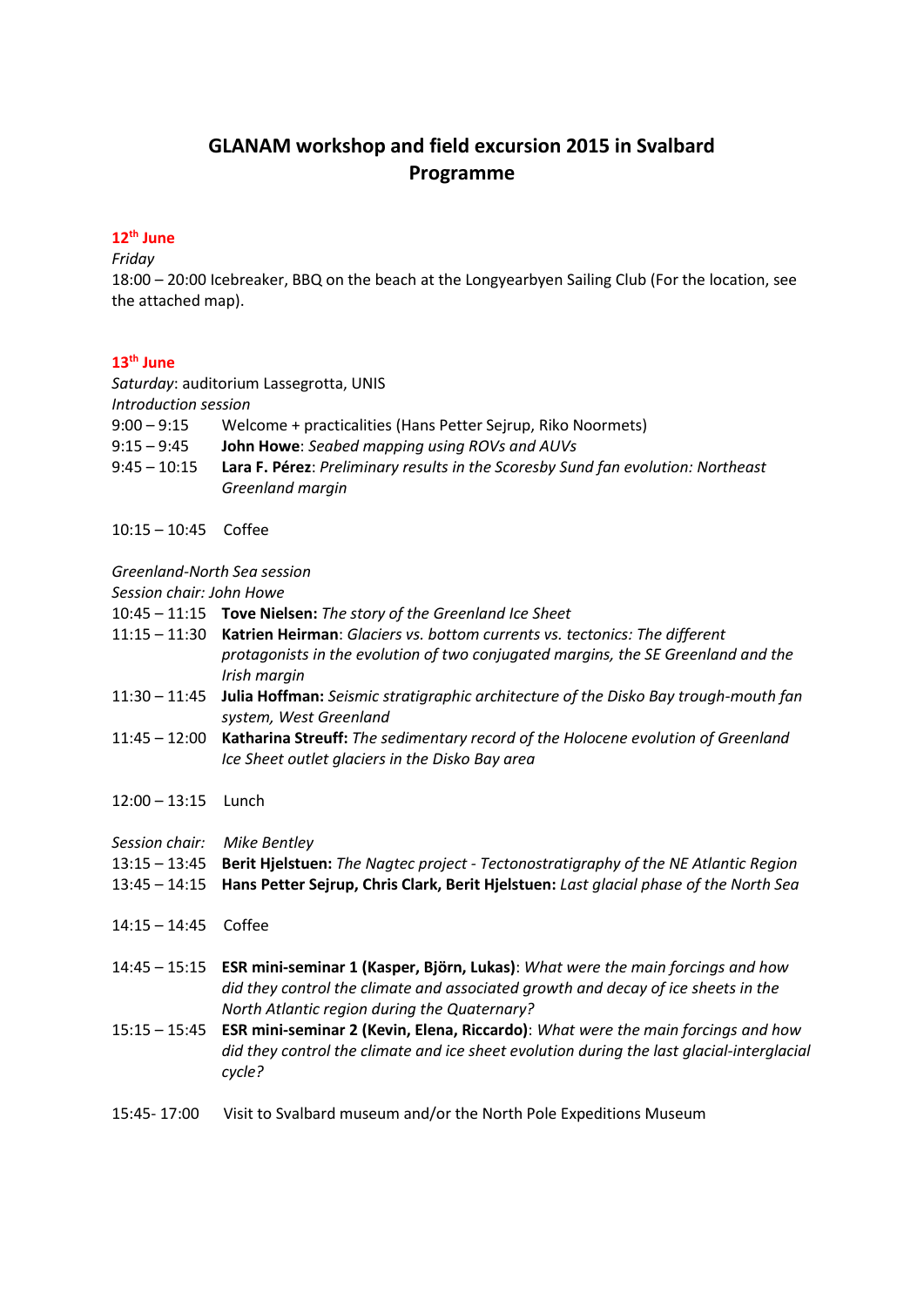# GLANAM workshop and field excursion 2015 in Svalbard
# Programme

## 12th June

*Friday*

18:00 – 20:00 Icebreaker, BBQ on the beach at the Longyearbyen Sailing Club (For the location, see the attached map).

## 13th June

*Saturday*: auditorium Lassegrotta, UNIS

*Introduction session*

9:00 – 9:15 Welcome + practicalities (Hans Petter Sejrup, Riko Noormets)

9:15 – 9:45 **John Howe**: *Seabed mapping using ROVs and AUVs*

9:45 – 10:15 **Lara F. Pérez**: *Preliminary results in the Scoresby Sund fan evolution: Northeast Greenland margin*

10:15 – 10:45 Coffee

*Greenland-North Sea session*

*Session chair: John Howe*

10:45 – 11:15 **Tove Nielsen:** *The story of the Greenland Ice Sheet*

11:15 – 11:30 **Katrien Heirman**: *Glaciers vs. bottom currents vs. tectonics: The different protagonists in the evolution of two conjugated margins, the SE Greenland and the Irish margin*

11:30 – 11:45 **Julia Hoffman:** *Seismic stratigraphic architecture of the Disko Bay trough-mouth fan system, West Greenland*

11:45 – 12:00 **Katharina Streuff:** *The sedimentary record of the Holocene evolution of Greenland Ice Sheet outlet glaciers in the Disko Bay area*

12:00 – 13:15 Lunch

*Session chair: Mike Bentley*

13:15 – 13:45 **Berit Hjelstuen:** *The Nagtec project - Tectonostratigraphy of the NE Atlantic Region*

13:45 – 14:15 **Hans Petter Sejrup, Chris Clark, Berit Hjelstuen:** *Last glacial phase of the North Sea*

14:15 – 14:45 Coffee

14:45 – 15:15 **ESR mini-seminar 1 (Kasper, Björn, Lukas)**: *What were the main forcings and how did they control the climate and associated growth and decay of ice sheets in the North Atlantic region during the Quaternary?*

15:15 – 15:45 **ESR mini-seminar 2 (Kevin, Elena, Riccardo)**: *What were the main forcings and how did they control the climate and ice sheet evolution during the last glacial-interglacial cycle?*

15:45- 17:00 Visit to Svalbard museum and/or the North Pole Expeditions Museum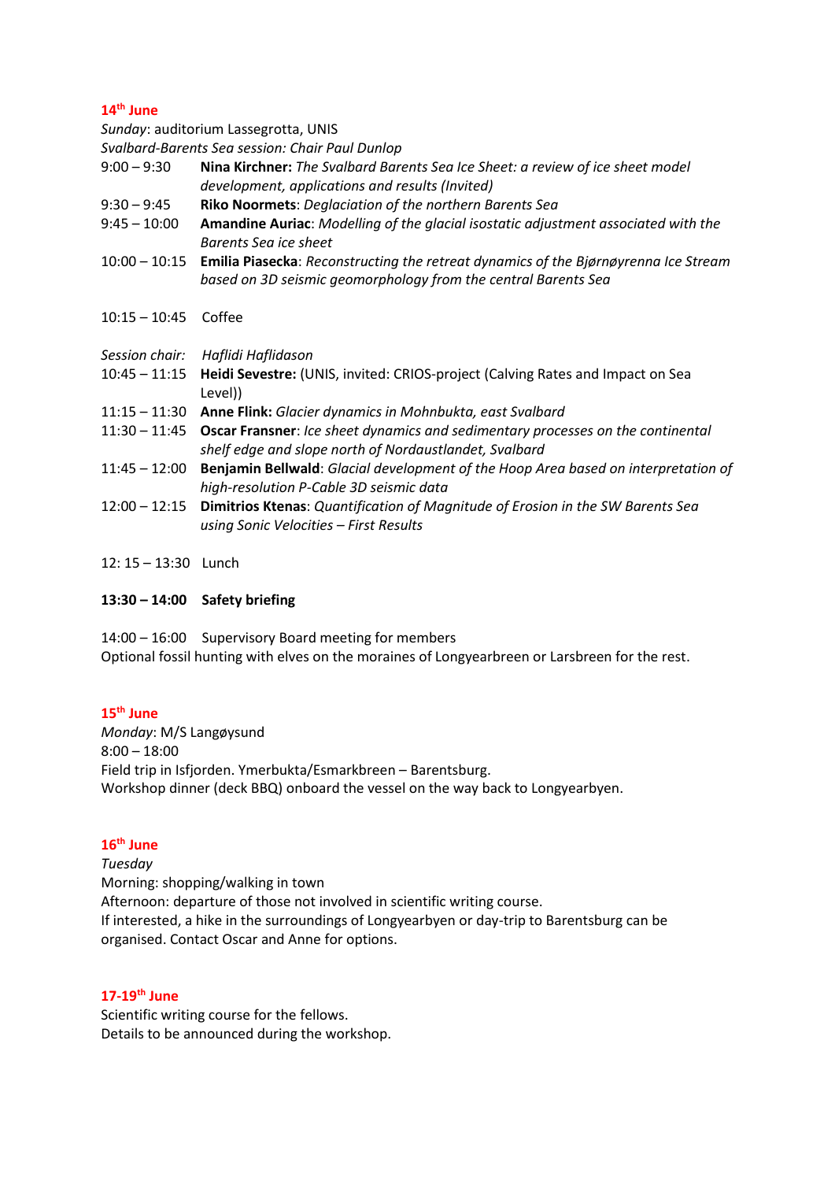**14th June**

*Sunday*: auditorium Lassegrotta, UNIS

*Svalbard-Barents Sea session: Chair Paul Dunlop*

| | |
|---|---|
| 9:00 – 9:30 | **Nina Kirchner:** *The Svalbard Barents Sea Ice Sheet: a review of ice sheet model development, applications and results (Invited)* |
| 9:30 – 9:45 | **Riko Noormets**: *Deglaciation of the northern Barents Sea* |
| 9:45 – 10:00 | **Amandine Auriac**: *Modelling of the glacial isostatic adjustment associated with the Barents Sea ice sheet* |
| 10:00 – 10:15 | **Emilia Piasecka**: *Reconstructing the retreat dynamics of the Bjørnøyrenna Ice Stream based on 3D seismic geomorphology from the central Barents Sea* |
| 10:15 – 10:45 | Coffee |
| *Session chair:* | Haflidi Haflidason |
| 10:45 – 11:15 | **Heidi Sevestre:** (UNIS, invited: CRIOS-project (Calving Rates and Impact on Sea Level)) |
| 11:15 – 11:30 | **Anne Flink:** *Glacier dynamics in Mohnbukta, east Svalbard* |
| 11:30 – 11:45 | **Oscar Fransner**: *Ice sheet dynamics and sedimentary processes on the continental shelf edge and slope north of Nordaustlandet, Svalbard* |
| 11:45 – 12:00 | **Benjamin Bellwald**: *Glacial development of the Hoop Area based on interpretation of high-resolution P-Cable 3D seismic data* |
| 12:00 – 12:15 | **Dimitrios Ktenas**: *Quantification of Magnitude of Erosion in the SW Barents Sea using Sonic Velocities – First Results* |
| 12: 15 – 13:30 | Lunch |
| **13:30 – 14:00** | **Safety briefing** |
| 14:00 – 16:00 | Supervisory Board meeting for members |

Optional fossil hunting with elves on the moraines of Longyearbreen or Larsbreen for the rest.

**15th June**

*Monday*: M/S Langøysund

8:00 – 18:00

Field trip in Isfjorden. Ymerbukta/Esmarkbreen – Barentsburg.

Workshop dinner (deck BBQ) onboard the vessel on the way back to Longyearbyen.

**16th June**

*Tuesday*

Morning: shopping/walking in town

Afternoon: departure of those not involved in scientific writing course.

If interested, a hike in the surroundings of Longyearbyen or day-trip to Barentsburg can be organised. Contact Oscar and Anne for options.

**17-19th June**

Scientific writing course for the fellows.

Details to be announced during the workshop.